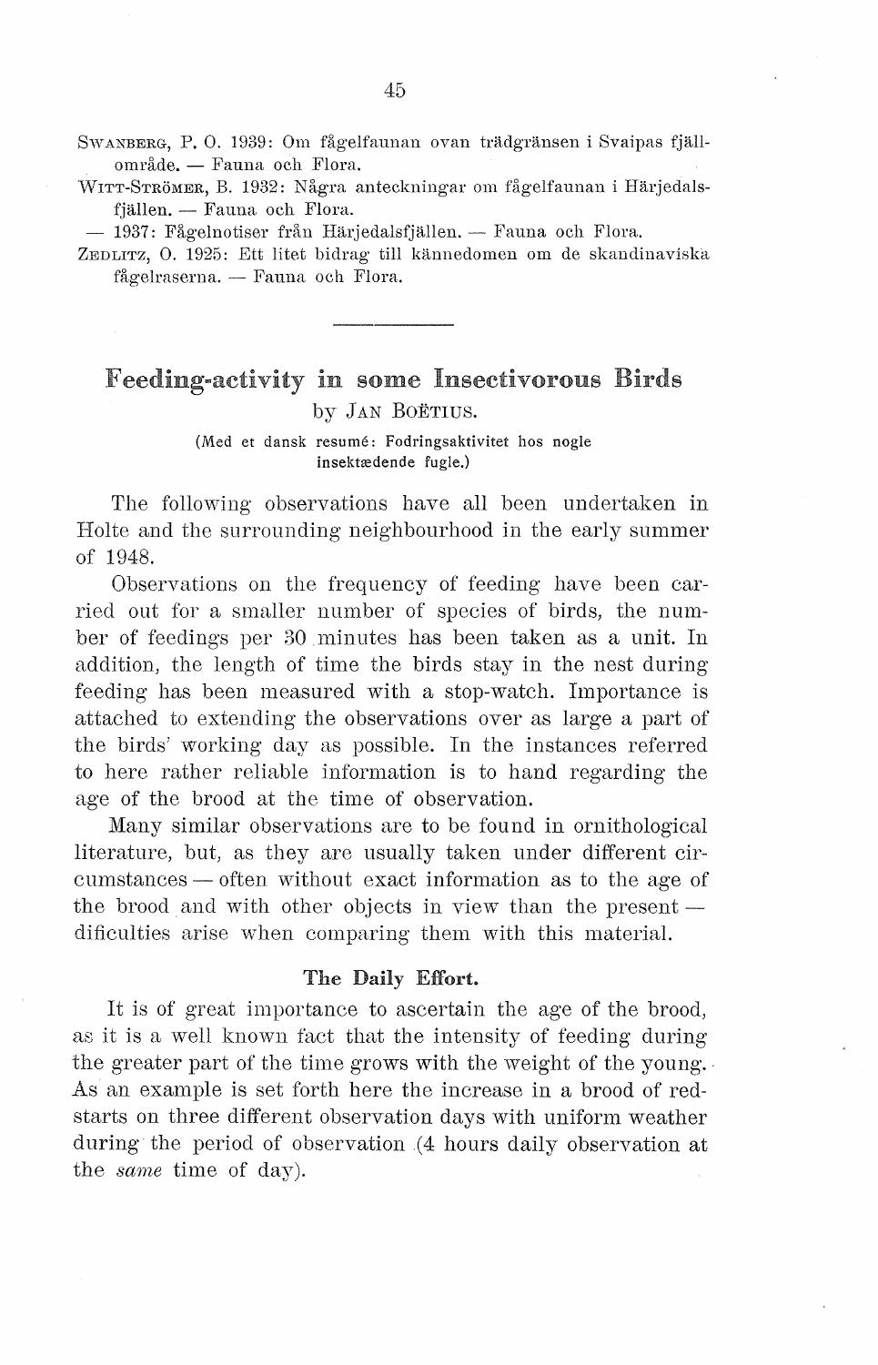SWANBERG, P. O. 1939: Om fågelfaunan ovan trädgränsen i Svaipas fjällområde. — Fauna och Flora.

WITT-STRÖMER, B. 1932: Några anteckningar om fågelfaunan i Härjedalsfjällen. — Fauna och Flora.

— 1937: Fågelnotiser från Härjedalsfjällen. — Fauna och Flora.

ZEDLITZ, O. 1925: Ett litet bidrag till kännedomen om de skandinaviska fågelraserna. — Fauna och Flora.

---

# Feeding-activity in some Insectivorous Birds

by JAN BOËTIUS.

(Med et dansk resumé: Fodringsaktivitet hos nogle insektædende fugle.)

The following observations have all been undertaken in Holte and the surrounding neighbourhood in the early summer of 1948.

Observations on the frequency of feeding have been carried out for a smaller number of species of birds, the number of feedings per 30 minutes has been taken as a unit. In addition, the length of time the birds stay in the nest during feeding has been measured with a stop-watch. Importance is attached to extending the observations over as large a part of the birds' working day as possible. In the instances referred to here rather reliable information is to hand regarding the age of the brood at the time of observation.

Many similar observations are to be found in ornithological literature, but, as they are usually taken under different circumstances — often without exact information as to the age of the brood and with other objects in view than the present — dificulties arise when comparing them with this material.

## The Daily Effort.

It is of great importance to ascertain the age of the brood, as it is a well known fact that the intensity of feeding during the greater part of the time grows with the weight of the young. As an example is set forth here the increase in a brood of redstarts on three different observation days with uniform weather during the period of observation (4 hours daily observation at the *same* time of day).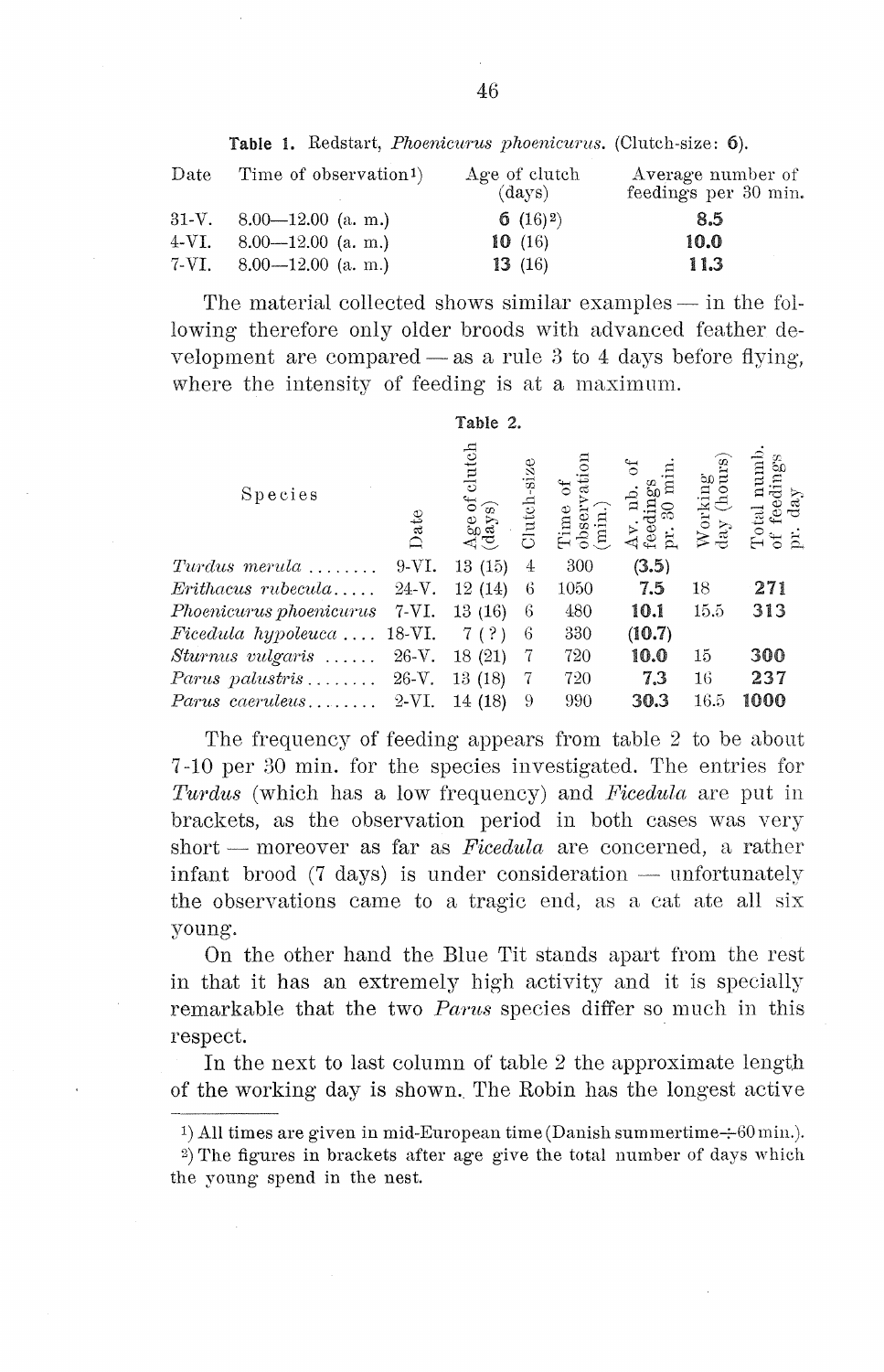**Table 1.** Redstart, *Phoenicurus phoenicurus*. (Clutch-size: **6**).

| Date | Time of observation[1] | Age of clutch (days) | Average number of feedings per 30 min. |
|---|---|---|---|
| 31-V. | 8.00—12.00 (a. m.) | **6** (16)[2] | **8.5** |
| 4-VI. | 8.00—12.00 (a. m.) | **10** (16) | **10.0** |
| 7-VI. | 8.00—12.00 (a. m.) | **13** (16) | **11.3** |

The material collected shows similar examples — in the following therefore only older broods with advanced feather development are compared — as a rule 3 to 4 days before flying, where the intensity of feeding is at a maximum.

**Table 2.**

| Species | Date | Age of clutch (days) | Clutch-size | Time of observation (min.) | Av. nb. of feedings pr. 30 min. | Working day (hours) | Total numb. of feedings pr. day |
|---|---|---|---|---|---|---|---|
| *Turdus merula* | 9-VI. | 13 (15) | 4 | 300 | **(3.5)** | | |
| *Erithacus rubecula* | 24-V. | 12 (14) | 6 | 1050 | **7.5** | 18 | **271** |
| *Phoenicurus phoenicurus* | 7-VI. | 13 (16) | 6 | 480 | **10.1** | 15.5 | **313** |
| *Ficedula hypoleuca* | 18-VI. | 7 (?) | 6 | 330 | **(10.7)** | | |
| *Sturnus vulgaris* | 26-V. | 18 (21) | 7 | 720 | **10.0** | 15 | **300** |
| *Parus palustris* | 26-V. | 13 (18) | 7 | 720 | **7.3** | 16 | **237** |
| *Parus caeruleus* | 2-VI. | 14 (18) | 9 | 990 | **30.3** | 16.5 | **1000** |

The frequency of feeding appears from table 2 to be about 7-10 per 30 min. for the species investigated. The entries for *Turdus* (which has a low frequency) and *Ficedula* are put in brackets, as the observation period in both cases was very short — moreover as far as *Ficedula* are concerned, a rather infant brood (7 days) is under consideration — unfortunately the observations came to a tragic end, as a cat ate all six young.

On the other hand the Blue Tit stands apart from the rest in that it has an extremely high activity and it is specially remarkable that the two *Parus* species differ so much in this respect.

In the next to last column of table 2 the approximate length of the working day is shown. The Robin has the longest active

---

[1] All times are given in mid-European time (Danish summertime ÷ 60 min.).

[2] The figures in brackets after age give the total number of days which the young spend in the nest.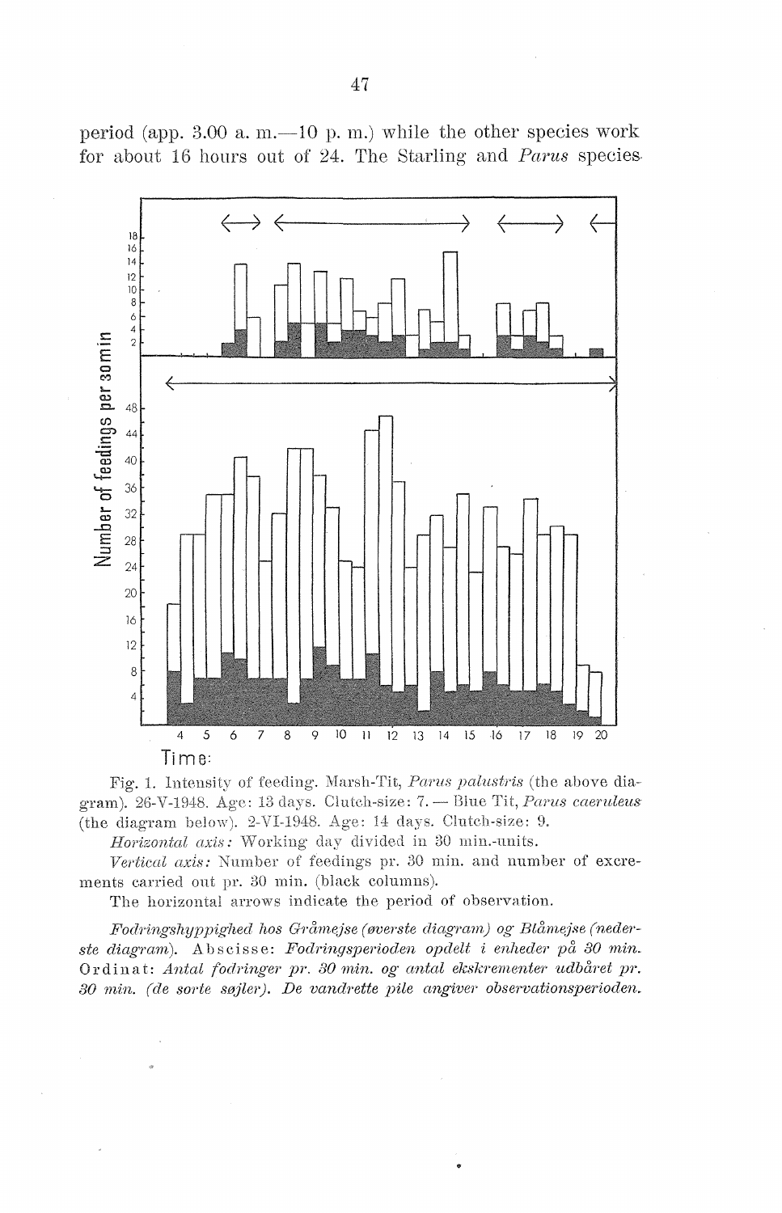period (app. 3.00 a. m.—10 p. m.) while the other species work for about 16 hours out of 24. The Starling and *Parus* species

Fig. 1. Intensity of feeding. Marsh-Tit, *Parus palustris* (the above diagram). 26-V-1948. Age: 13 days. Clutch-size: 7. — Blue Tit, *Parus caeruleus* (the diagram below). 2-VI-1948. Age: 14 days. Clutch-size: 9.

*Horizontal axis:* Working day divided in 30 min.-units.

*Vertical axis:* Number of feedings pr. 30 min. and number of excrements carried out pr. 30 min. (black columns).

The horizontal arrows indicate the period of observation.

*Fodringshyppighed hos Gråmejse (øverste diagram) og Blåmejse (nederste diagram).* Abscisse: *Fodringsperioden opdelt i enheder på 30 min.* Ordinat: *Antal fodringer pr. 30 min. og antal ekskrementer udbåret pr. 30 min. (de sorte søjler). De vandrette pile angiver observationsperioden.*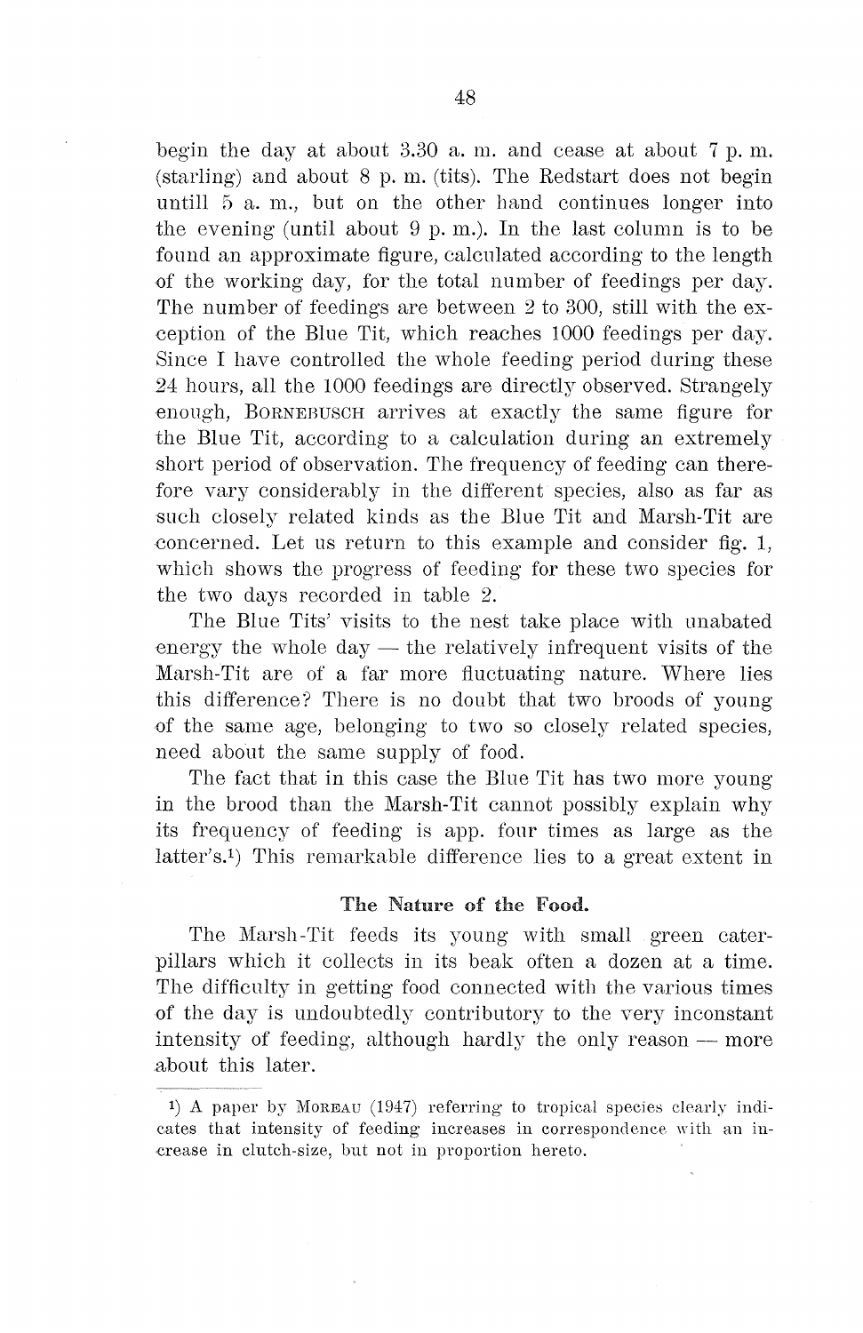begin the day at about 3.30 a. m. and cease at about 7 p. m. (starling) and about 8 p. m. (tits). The Redstart does not begin untill 5 a. m., but on the other hand continues longer into the evening (until about 9 p. m.). In the last column is to be found an approximate figure, calculated according to the length of the working day, for the total number of feedings per day. The number of feedings are between 2 to 300, still with the exception of the Blue Tit, which reaches 1000 feedings per day. Since I have controlled the whole feeding period during these 24 hours, all the 1000 feedings are directly observed. Strangely enough, BORNEBUSCH arrives at exactly the same figure for the Blue Tit, according to a calculation during an extremely short period of observation. The frequency of feeding can therefore vary considerably in the different species, also as far as such closely related kinds as the Blue Tit and Marsh-Tit are concerned. Let us return to this example and consider fig. 1, which shows the progress of feeding for these two species for the two days recorded in table 2.

The Blue Tits' visits to the nest take place with unabated energy the whole day — the relatively infrequent visits of the Marsh-Tit are of a far more fluctuating nature. Where lies this difference? There is no doubt that two broods of young of the same age, belonging to two so closely related species, need about the same supply of food.

The fact that in this case the Blue Tit has two more young in the brood than the Marsh-Tit cannot possibly explain why its frequency of feeding is app. four times as large as the latter's.[1]) This remarkable difference lies to a great extent in

### The Nature of the Food.

The Marsh-Tit feeds its young with small green caterpillars which it collects in its beak often a dozen at a time. The difficulty in getting food connected with the various times of the day is undoubtedly contributory to the very inconstant intensity of feeding, although hardly the only reason — more about this later.

---

[1]) A paper by MOREAU (1947) referring to tropical species clearly indicates that intensity of feeding increases in correspondence with an increase in clutch-size, but not in proportion hereto.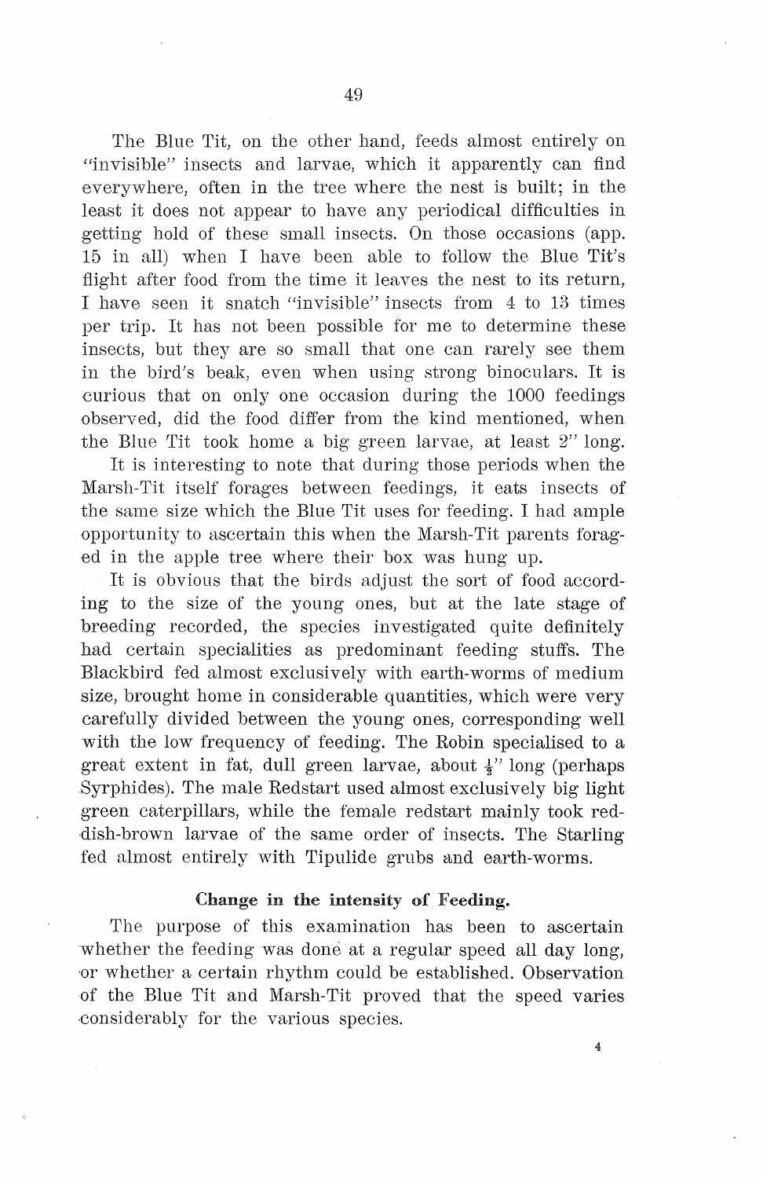The Blue Tit, on the other hand, feeds almost entirely on "invisible" insects and larvae, which it apparently can find everywhere, often in the tree where the nest is built; in the least it does not appear to have any periodical difficulties in getting hold of these small insects. On those occasions (app. 15 in all) when I have been able to follow the Blue Tit's flight after food from the time it leaves the nest to its return, I have seen it snatch "invisible" insects from 4 to 13 times per trip. It has not been possible for me to determine these insects, but they are so small that one can rarely see them in the bird's beak, even when using strong binoculars. It is curious that on only one occasion during the 1000 feedings observed, did the food differ from the kind mentioned, when the Blue Tit took home a big green larvae, at least 2" long.

It is interesting to note that during those periods when the Marsh-Tit itself forages between feedings, it eats insects of the same size which the Blue Tit uses for feeding. I had ample opportunity to ascertain this when the Marsh-Tit parents foraged in the apple tree where their box was hung up.

It is obvious that the birds adjust the sort of food according to the size of the young ones, but at the late stage of breeding recorded, the species investigated quite definitely had certain specialities as predominant feeding stuffs. The Blackbird fed almost exclusively with earth-worms of medium size, brought home in considerable quantities, which were very carefully divided between the young ones, corresponding well with the low frequency of feeding. The Robin specialised to a great extent in fat, dull green larvae, about ½" long (perhaps Syrphides). The male Redstart used almost exclusively big light green caterpillars, while the female redstart mainly took reddish-brown larvae of the same order of insects. The Starling fed almost entirely with Tipulide grubs and earth-worms.

### Change in the intensity of Feeding.

The purpose of this examination has been to ascertain whether the feeding was done at a regular speed all day long, or whether a certain rhythm could be established. Observation of the Blue Tit and Marsh-Tit proved that the speed varies considerably for the various species.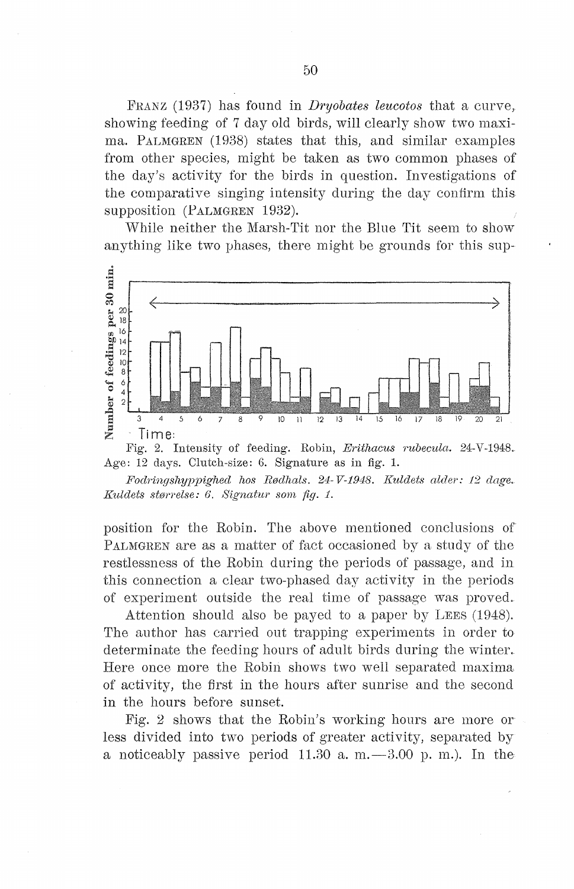FRANZ (1937) has found in *Dryobates leucotos* that a curve, showing feeding of 7 day old birds, will clearly show two maxima. PALMGREN (1938) states that this, and similar examples from other species, might be taken as two common phases of the day's activity for the birds in question. Investigations of the comparative singing intensity during the day confirm this supposition (PALMGREN 1932).

While neither the Marsh-Tit nor the Blue Tit seem to show anything like two phases, there might be grounds for this sup-

Fig. 2. Intensity of feeding. Robin, *Erithacus rubecula.* 24-V-1948. Age: 12 days. Clutch-size: 6. Signature as in fig. 1.

*Fodringshyppighed hos Rødhals. 24-V-1948. Kuldets alder: 12 dage. Kuldets størrelse: 6. Signatur som fig. 1.*

position for the Robin. The above mentioned conclusions of PALMGREN are as a matter of fact occasioned by a study of the restlessness of the Robin during the periods of passage, and in this connection a clear two-phased day activity in the periods of experiment outside the real time of passage was proved.

Attention should also be payed to a paper by LEES (1948). The author has carried out trapping experiments in order to determinate the feeding hours of adult birds during the winter. Here once more the Robin shows two well separated maxima of activity, the first in the hours after sunrise and the second in the hours before sunset.

Fig. 2 shows that the Robin's working hours are more or less divided into two periods of greater activity, separated by a noticeably passive period 11.30 a. m.—3.00 p. m.). In the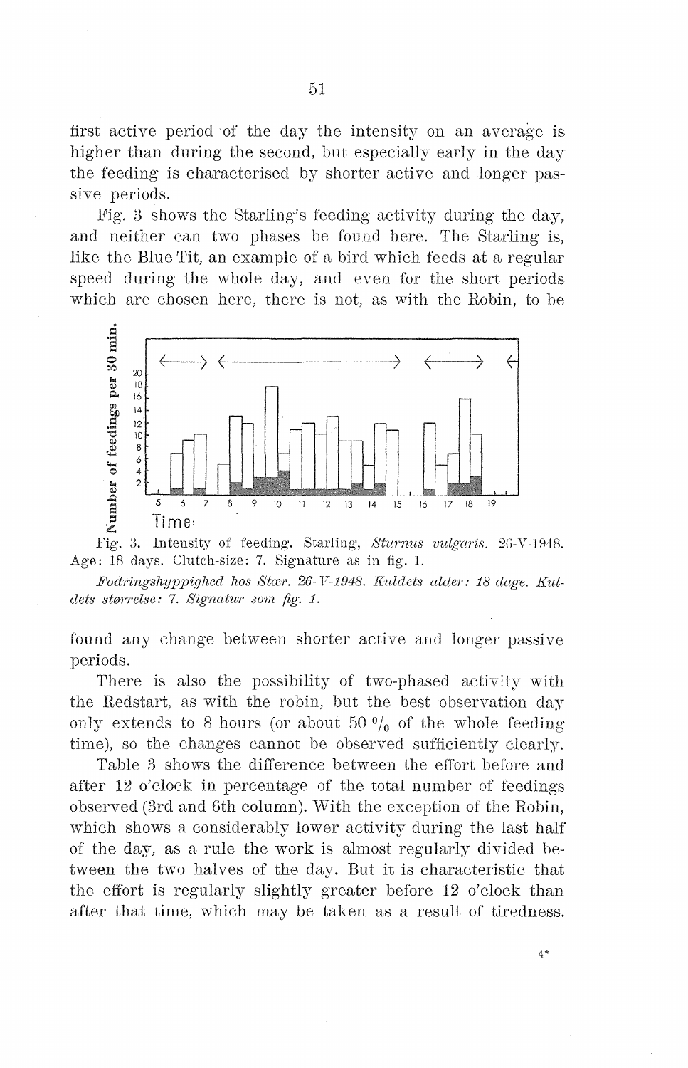first active period of the day the intensity on an average is higher than during the second, but especially early in the day the feeding is characterised by shorter active and longer passive periods.

Fig. 3 shows the Starling's feeding activity during the day, and neither can two phases be found here. The Starling is, like the Blue Tit, an example of a bird which feeds at a regular speed during the whole day, and even for the short periods which are chosen here, there is not, as with the Robin, to be

Fig. 3. Intensity of feeding. Starling, *Sturnus vulgaris*. 26-V-1948. Age: 18 days. Clutch-size: 7. Signature as in fig. 1.

*Fodringshyppighed hos Stær. 26-V-1948. Kuldets alder: 18 dage. Kuldets størrelse: 7. Signatur som fig. 1.*

found any change between shorter active and longer passive periods.

There is also the possibility of two-phased activity with the Redstart, as with the robin, but the best observation day only extends to 8 hours (or about 50 % of the whole feeding time), so the changes cannot be observed sufficiently clearly.

Table 3 shows the difference between the effort before and after 12 o'clock in percentage of the total number of feedings observed (3rd and 6th column). With the exception of the Robin, which shows a considerably lower activity during the last half of the day, as a rule the work is almost regularly divided between the two halves of the day. But it is characteristic that the effort is regularly slightly greater before 12 o'clock than after that time, which may be taken as a result of tiredness.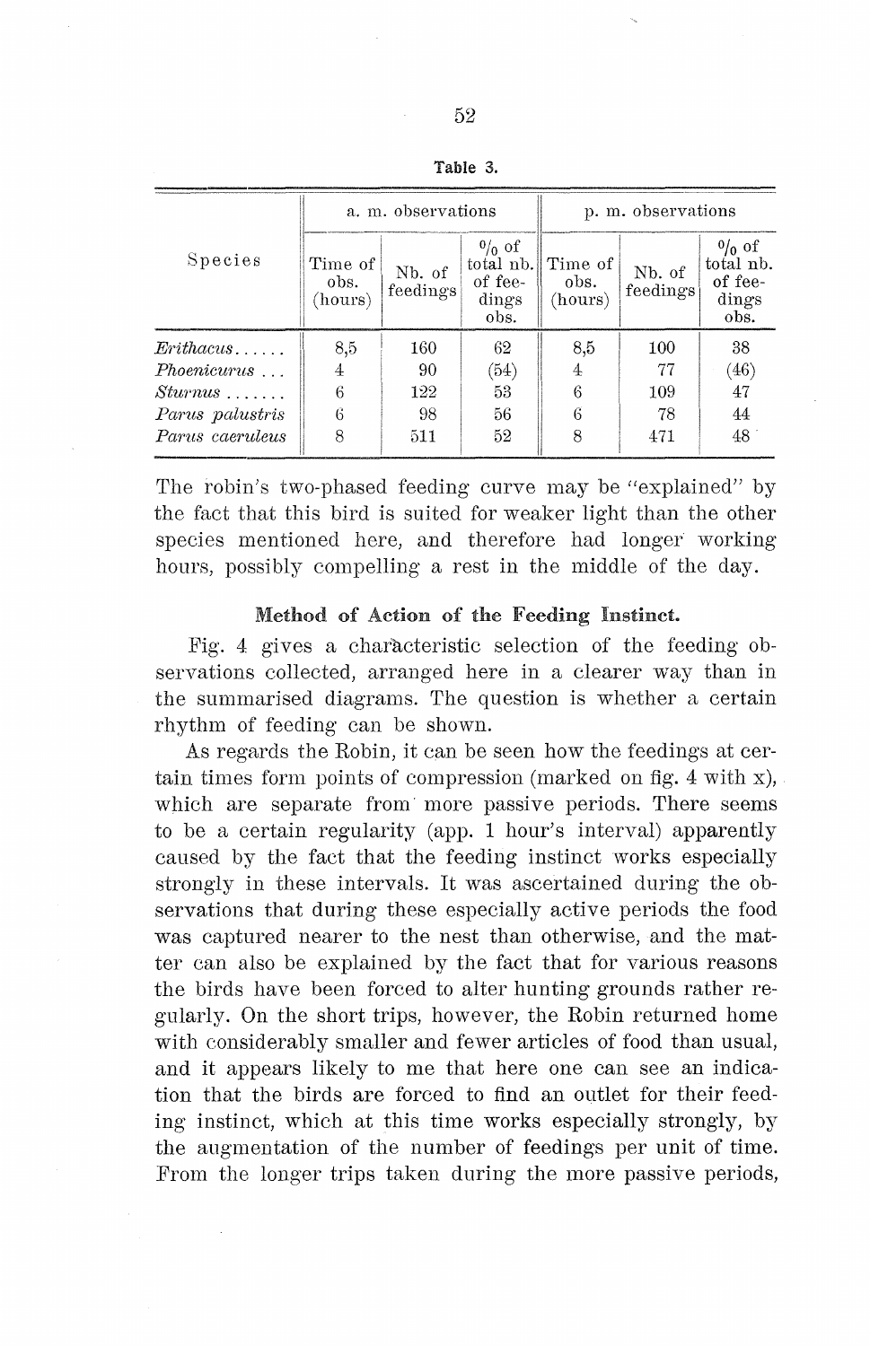Table 3.

| Species | a. m. observations | | | p. m. observations | | |
|---|---|---|---|---|---|---|
| | Time of obs. (hours) | Nb. of feedings | % of total nb. of fee-dings obs. | Time of obs. (hours) | Nb. of feedings | % of total nb. of fee-dings obs. |
| *Erithacus*...... | 8,5 | 160 | 62 | 8,5 | 100 | 38 |
| *Phoenicurus* ... | 4 | 90 | (54) | 4 | 77 | (46) |
| *Sturnus* ....... | 6 | 122 | 53 | 6 | 109 | 47 |
| *Parus palustris* | 6 | 98 | 56 | 6 | 78 | 44 |
| *Parus caeruleus* | 8 | 511 | 52 | 8 | 471 | 48 |

The robin's two-phased feeding curve may be "explained" by the fact that this bird is suited for weaker light than the other species mentioned here, and therefore had longer working hours, possibly compelling a rest in the middle of the day.

### Method of Action of the Feeding Instinct.

Fig. 4 gives a characteristic selection of the feeding observations collected, arranged here in a clearer way than in the summarised diagrams. The question is whether a certain rhythm of feeding can be shown.

As regards the Robin, it can be seen how the feedings at certain times form points of compression (marked on fig. 4 with x), which are separate from more passive periods. There seems to be a certain regularity (app. 1 hour's interval) apparently caused by the fact that the feeding instinct works especially strongly in these intervals. It was ascertained during the observations that during these especially active periods the food was captured nearer to the nest than otherwise, and the matter can also be explained by the fact that for various reasons the birds have been forced to alter hunting grounds rather regularly. On the short trips, however, the Robin returned home with considerably smaller and fewer articles of food than usual, and it appears likely to me that here one can see an indication that the birds are forced to find an outlet for their feeding instinct, which at this time works especially strongly, by the augmentation of the number of feedings per unit of time. From the longer trips taken during the more passive periods,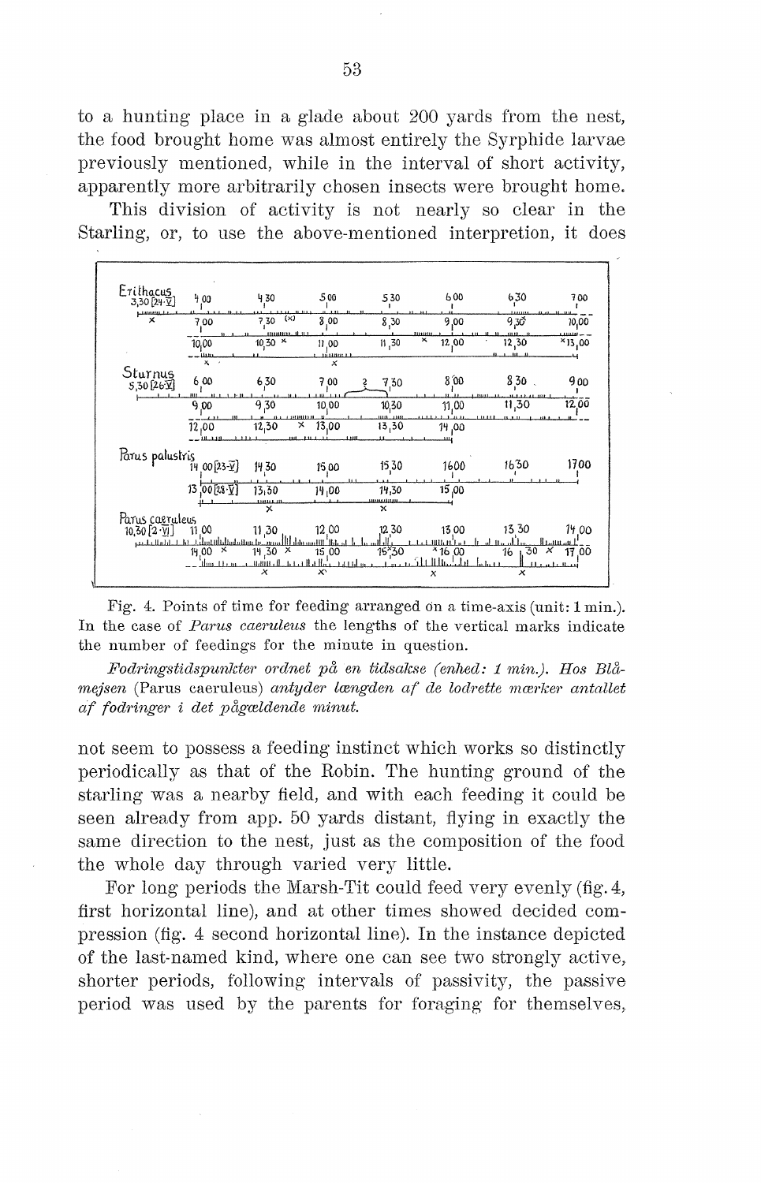to a hunting place in a glade about 200 yards from the nest, the food brought home was almost entirely the Syrphide larvae previously mentioned, while in the interval of short activity, apparently more arbitrarily chosen insects were brought home.

This division of activity is not nearly so clear in the Starling, or, to use the above-mentioned interpretion, it does

Fig. 4. Points of time for feeding arranged on a time-axis (unit: 1 min.). In the case of *Parus caeruleus* the lengths of the vertical marks indicate the number of feedings for the minute in question.

*Fodringstidspunkter ordnet på en tidsakse (enhed: 1 min.). Hos Blåmejsen* (Parus caeruleus) *antyder længden af de lodrette mærker antallet af fodringer i det pågældende minut.*

not seem to possess a feeding instinct which works so distinctly periodically as that of the Robin. The hunting ground of the starling was a nearby field, and with each feeding it could be seen already from app. 50 yards distant, flying in exactly the same direction to the nest, just as the composition of the food the whole day through varied very little.

For long periods the Marsh-Tit could feed very evenly (fig. 4, first horizontal line), and at other times showed decided compression (fig. 4 second horizontal line). In the instance depicted of the last-named kind, where one can see two strongly active, shorter periods, following intervals of passivity, the passive period was used by the parents for foraging for themselves,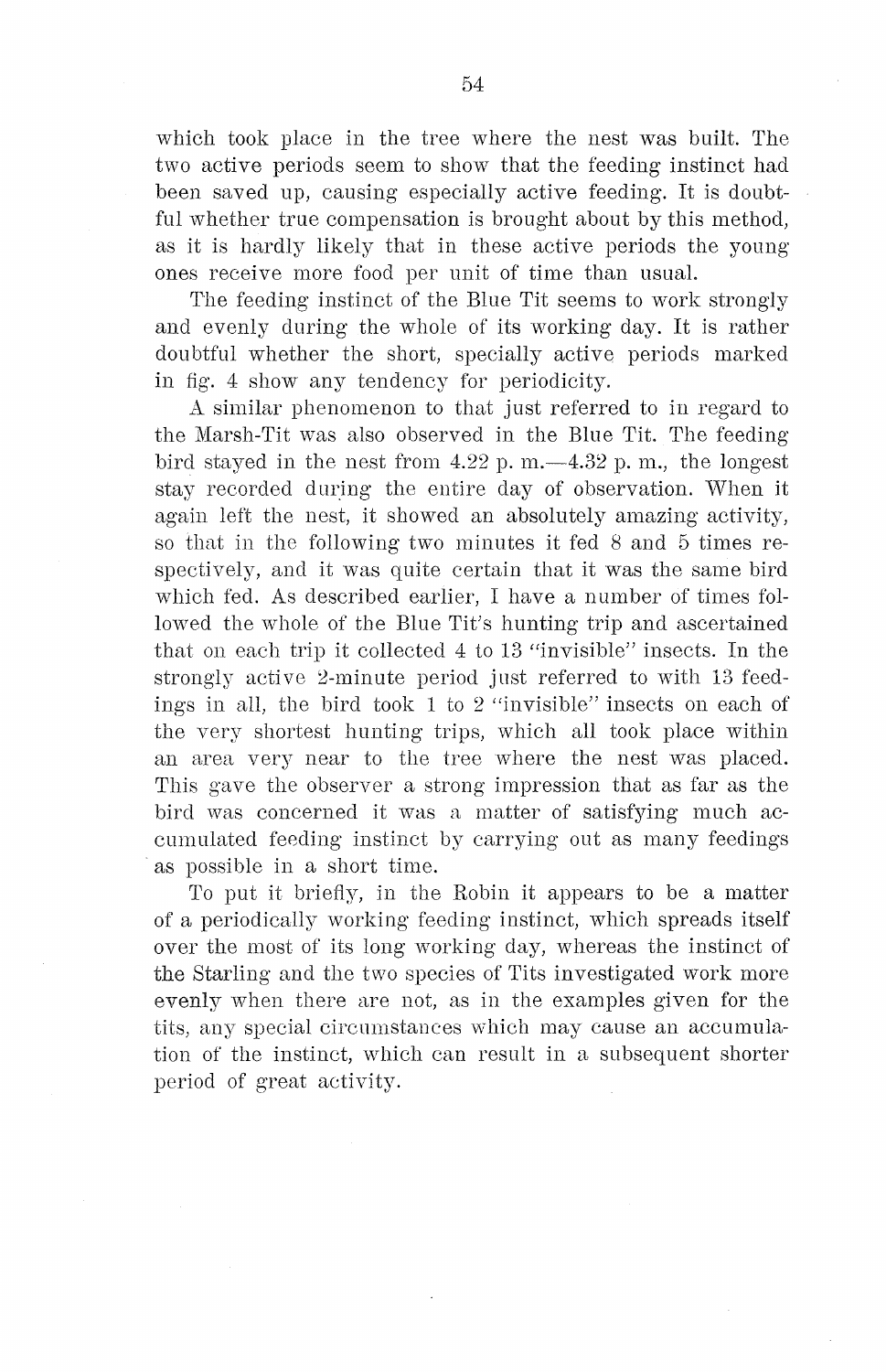which took place in the tree where the nest was built. The two active periods seem to show that the feeding instinct had been saved up, causing especially active feeding. It is doubtful whether true compensation is brought about by this method, as it is hardly likely that in these active periods the young ones receive more food per unit of time than usual.

The feeding instinct of the Blue Tit seems to work strongly and evenly during the whole of its working day. It is rather doubtful whether the short, specially active periods marked in fig. 4 show any tendency for periodicity.

A similar phenomenon to that just referred to in regard to the Marsh-Tit was also observed in the Blue Tit. The feeding bird stayed in the nest from 4.22 p. m.—4.32 p. m., the longest stay recorded during the entire day of observation. When it again left the nest, it showed an absolutely amazing activity, so that in the following two minutes it fed 8 and 5 times respectively, and it was quite certain that it was the same bird which fed. As described earlier, I have a number of times followed the whole of the Blue Tit's hunting trip and ascertained that on each trip it collected 4 to 13 "invisible" insects. In the strongly active 2-minute period just referred to with 13 feedings in all, the bird took 1 to 2 "invisible" insects on each of the very shortest hunting trips, which all took place within an area very near to the tree where the nest was placed. This gave the observer a strong impression that as far as the bird was concerned it was a matter of satisfying much accumulated feeding instinct by carrying out as many feedings as possible in a short time.

To put it briefly, in the Robin it appears to be a matter of a periodically working feeding instinct, which spreads itself over the most of its long working day, whereas the instinct of the Starling and the two species of Tits investigated work more evenly when there are not, as in the examples given for the tits, any special circumstances which may cause an accumulation of the instinct, which can result in a subsequent shorter period of great activity.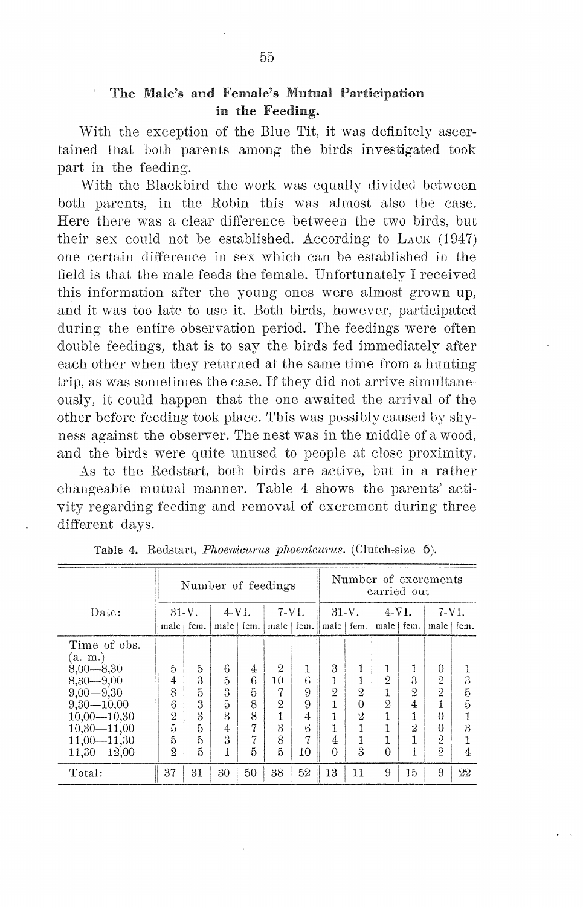## The Male's and Female's Mutual Participation in the Feeding.

With the exception of the Blue Tit, it was definitely ascertained that both parents among the birds investigated took part in the feeding.

With the Blackbird the work was equally divided between both parents, in the Robin this was almost also the case. Here there was a clear difference between the two birds, but their sex could not be established. According to LACK (1947) one certain difference in sex which can be established in the field is that the male feeds the female. Unfortunately I received this information after the young ones were almost grown up, and it was too late to use it. Both birds, however, participated during the entire observation period. The feedings were often double feedings, that is to say the birds fed immediately after each other when they returned at the same time from a hunting trip, as was sometimes the case. If they did not arrive simultaneously, it could happen that the one awaited the arrival of the other before feeding took place. This was possibly caused by shyness against the observer. The nest was in the middle of a wood, and the birds were quite unused to people at close proximity.

As to the Redstart, both birds are active, but in a rather changeable mutual manner. Table 4 shows the parents' activity regarding feeding and removal of excrement during three different days.

**Table 4.** Redstart, *Phoenicurus phoenicurus*. (Clutch-size 6).

| | Number of feedings | | | | | | Number of excrements carried out | | | | | |
|---|---|---|---|---|---|---|---|---|---|---|---|---|
| Date: | 31-V. | | 4-VI. | | 7-VI. | | 31-V. | | 4-VI. | | 7-VI. | |
| | male | fem. | male | fem. | male | fem. | male | fem. | male | fem. | male | fem. |
| Time of obs. (a. m.) | | | | | | | | | | | | |
| 8,00—8,30 | 5 | 5 | 6 | 4 | 2 | 1 | 3 | 1 | 1 | 1 | 0 | 1 |
| 8,30—9,00 | 4 | 3 | 5 | 6 | 10 | 6 | 1 | 1 | 2 | 3 | 2 | 3 |
| 9,00—9,30 | 8 | 5 | 3 | 5 | 7 | 9 | 2 | 2 | 1 | 2 | 2 | 5 |
| 9,30—10,00 | 6 | 3 | 5 | 8 | 2 | 9 | 1 | 0 | 2 | 4 | 1 | 5 |
| 10,00—10,30 | 2 | 3 | 3 | 8 | 1 | 4 | 1 | 2 | 1 | 1 | 0 | 1 |
| 10,30—11,00 | 5 | 5 | 4 | 7 | 3 | 6 | 1 | 1 | 1 | 2 | 0 | 3 |
| 11,00—11,30 | 5 | 5 | 3 | 7 | 8 | 7 | 4 | 1 | 1 | 1 | 2 | 1 |
| 11,30—12,00 | 2 | 5 | 1 | 5 | 5 | 10 | 0 | 3 | 0 | 1 | 2 | 4 |
| Total: | 37 | 31 | 30 | 50 | 38 | 52 | 13 | 11 | 9 | 15 | 9 | 22 |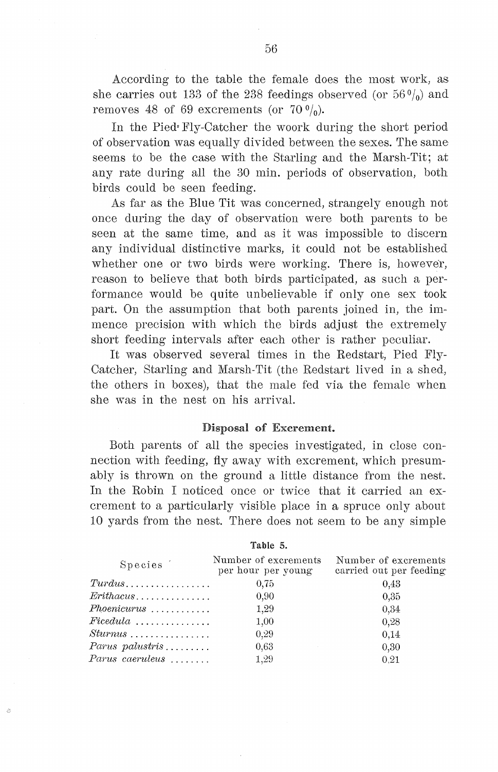According to the table the female does the most work, as she carries out 133 of the 238 feedings observed (or 56 %) and removes 48 of 69 excrements (or 70 %).

In the Pied Fly-Catcher the woork during the short period of observation was equally divided between the sexes. The same seems to be the case with the Starling and the Marsh-Tit; at any rate during all the 30 min. periods of observation, both birds could be seen feeding.

As far as the Blue Tit was concerned, strangely enough not once during the day of observation were both parents to be seen at the same time, and as it was impossible to discern any individual distinctive marks, it could not be established whether one or two birds were working. There is, however, reason to believe that both birds participated, as such a performance would be quite unbelievable if only one sex took part. On the assumption that both parents joined in, the immence precision with which the birds adjust the extremely short feeding intervals after each other is rather peculiar.

It was observed several times in the Redstart, Pied Fly-Catcher, Starling and Marsh-Tit (the Redstart lived in a shed, the others in boxes), that the male fed via the female when she was in the nest on his arrival.

### Disposal of Excrement.

Both parents of all the species investigated, in close connection with feeding, fly away with excrement, which presumably is thrown on the ground a little distance from the nest. In the Robin I noticed once or twice that it carried an excrement to a particularly visible place in a spruce only about 10 yards from the nest. There does not seem to be any simple

**Table 5.**

| Species | Number of excrements per hour per young | Number of excrements carried out per feeding |
|---|---|---|
| *Turdus* | 0,75 | 0,43 |
| *Erithacus* | 0,90 | 0,35 |
| *Phoenicurus* | 1,29 | 0,34 |
| *Ficedula* | 1,00 | 0,28 |
| *Sturnus* | 0,29 | 0,14 |
| *Parus palustris* | 0,63 | 0,30 |
| *Parus caeruleus* | 1,29 | 0,21 |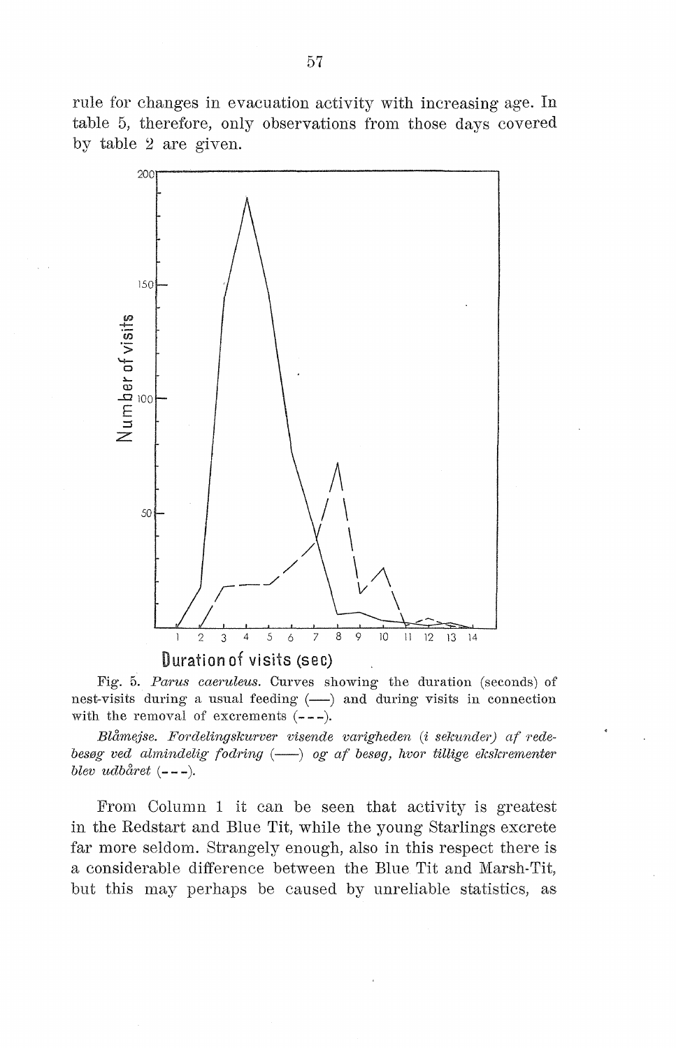rule for changes in evacuation activity with increasing age. In table 5, therefore, only observations from those days covered by table 2 are given.

Fig. 5. *Parus caeruleus.* Curves showing the duration (seconds) of nest-visits during a usual feeding (——) and during visits in connection with the removal of excrements (- - -).

*Blåmejse. Fordelingskurver visende varigheden (i sekunder) af redebesøg ved almindelig fodring* (——) *og af besøg, hvor tillige ekskrementer blev udbåret* (- - -).

From Column 1 it can be seen that activity is greatest in the Redstart and Blue Tit, while the young Starlings excrete far more seldom. Strangely enough, also in this respect there is a considerable difference between the Blue Tit and Marsh-Tit, but this may perhaps be caused by unreliable statistics, as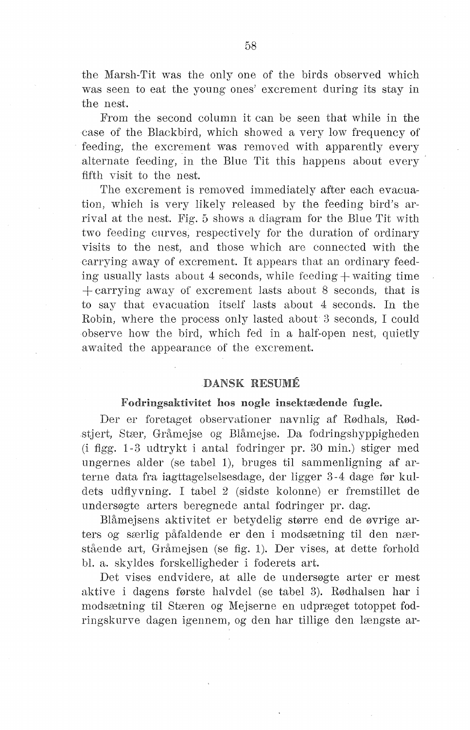the Marsh-Tit was the only one of the birds observed which was seen to eat the young ones' excrement during its stay in the nest.

From the second column it can be seen that while in the case of the Blackbird, which showed a very low frequency of feeding, the excrement was removed with apparently every alternate feeding, in the Blue Tit this happens about every fifth visit to the nest.

The excrement is removed immediately after each evacuation, which is very likely released by the feeding bird's arrival at the nest. Fig. 5 shows a diagram for the Blue Tit with two feeding curves, respectively for the duration of ordinary visits to the nest, and those which are connected with the carrying away of excrement. It appears that an ordinary feeding usually lasts about 4 seconds, while feeding + waiting time + carrying away of excrement lasts about 8 seconds, that is to say that evacuation itself lasts about 4 seconds. In the Robin, where the process only lasted about 3 seconds, I could observe how the bird, which fed in a half-open nest, quietly awaited the appearance of the excrement.

## DANSK RESUMÉ

### Fodringsaktivitet hos nogle insektædende fugle.

Der er foretaget observationer navnlig af Rødhals, Rødstjert, Stær, Gråmejse og Blåmejse. Da fodringshyppigheden (i figg. 1-3 udtrykt i antal fodringer pr. 30 min.) stiger med ungernes alder (se tabel 1), bruges til sammenligning af arterne data fra iagttagelselsesdage, der ligger 3-4 dage før kuldets udflyvning. I tabel 2 (sidste kolonne) er fremstillet de undersøgte arters beregnede antal fodringer pr. dag.

Blåmejsens aktivitet er betydelig større end de øvrige arters og særlig påfaldende er den i modsætning til den nærstående art, Gråmejsen (se fig. 1). Der vises, at dette forhold bl. a. skyldes forskelligheder i foderets art.

Det vises endvidere, at alle de undersøgte arter er mest aktive i dagens første halvdel (se tabel 3). Rødhalsen har i modsætning til Stæren og Mejserne en udpræget totoppet fodringskurve dagen igennem, og den har tillige den længste ar-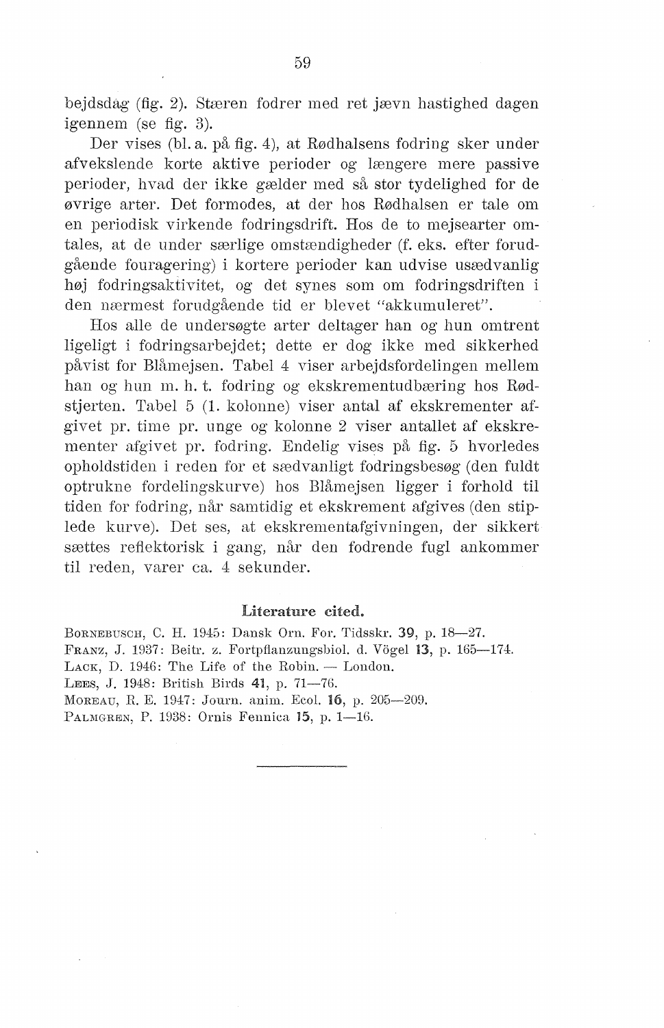bejdsdag (fig. 2). Stæren fodrer med ret jævn hastighed dagen igennem (se fig. 3).

Der vises (bl. a. på fig. 4), at Rødhalsens fodring sker under afvekslende korte aktive perioder og længere mere passive perioder, hvad der ikke gælder med så stor tydelighed for de øvrige arter. Det formodes, at der hos Rødhalsen er tale om en periodisk virkende fodringsdrift. Hos de to mejsearter omtales, at de under særlige omstændigheder (f. eks. efter forudgående fouragering) i kortere perioder kan udvise usædvanlig høj fodringsaktivitet, og det synes som om fodringsdriften i den nærmest forudgående tid er blevet "akkumuleret".

Hos alle de undersøgte arter deltager han og hun omtrent ligeligt i fodringsarbejdet; dette er dog ikke med sikkerhed påvist for Blåmejsen. Tabel 4 viser arbejdsfordelingen mellem han og hun m. h. t. fodring og ekskrementudbæring hos Rødstjerten. Tabel 5 (1. kolonne) viser antal af ekskrementer afgivet pr. time pr. unge og kolonne 2 viser antallet af ekskrementer afgivet pr. fodring. Endelig vises på fig. 5 hvorledes opholdstiden i reden for et sædvanligt fodringsbesøg (den fuldt optrukne fordelingskurve) hos Blåmejsen ligger i forhold til tiden for fodring, når samtidig et ekskrement afgives (den stiplede kurve). Det ses, at ekskrementafgivningen, der sikkert sættes reflektorisk i gang, når den fodrende fugl ankommer til reden, varer ca. 4 sekunder.

## Literature cited.

Bornebusch, C. H. 1945: Dansk Orn. For. Tidsskr. **39**, p. 18—27.
Franz, J. 1937: Beitr. z. Fortpflanzungsbiol. d. Vögel **13**, p. 165—174.
Lack, D. 1946: The Life of the Robin. — London.
Lees, J. 1948: British Birds **41**, p. 71—76.
Moreau, R. E. 1947: Journ. anim. Ecol. **16**, p. 205—209.
Palmgren, P. 1938: Ornis Fennica **15**, p. 1—16.